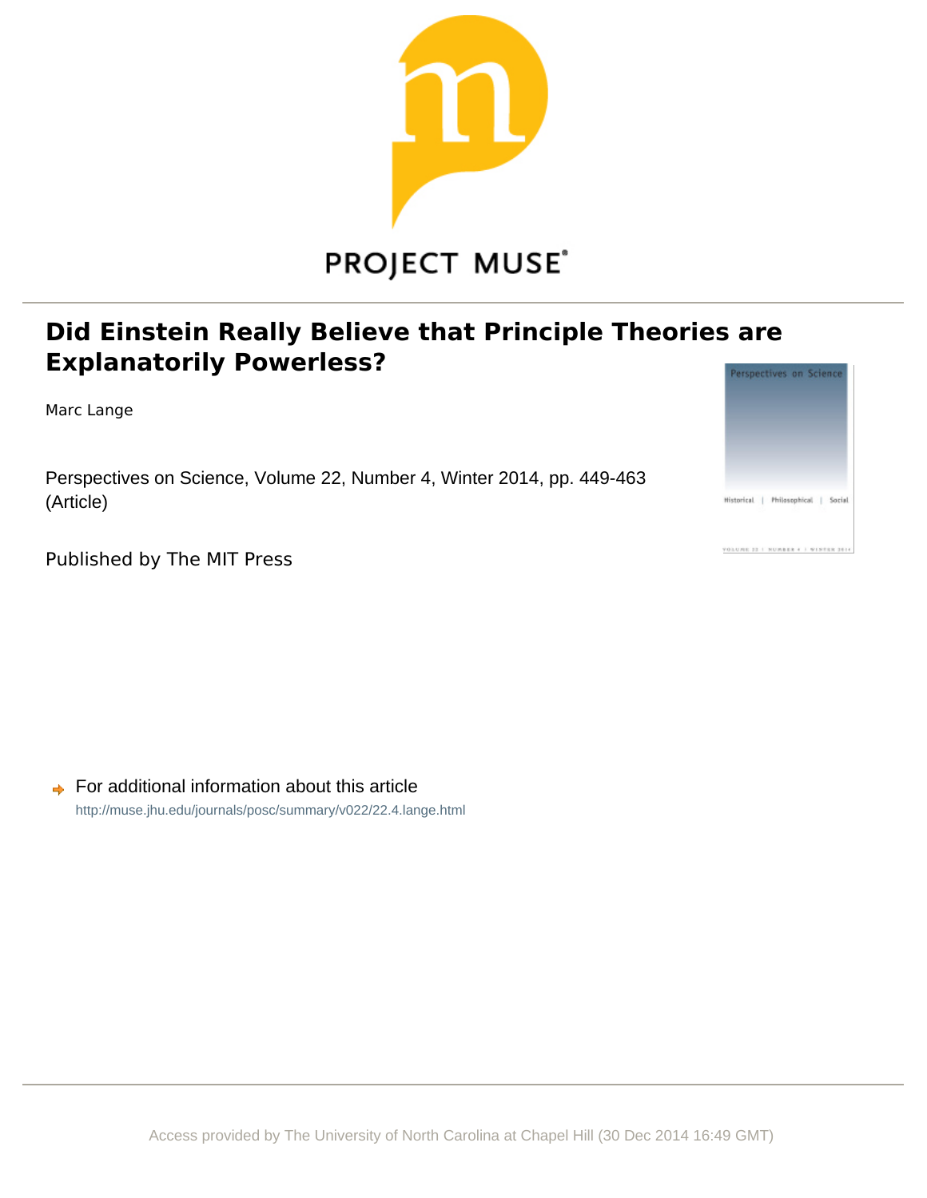PROJECT MUSE®

# Did Einstein Really Believe that Principle Theories are Explanatorily Powerless?

Marc Lange

Perspectives on Science, Volume 22, Number 4, Winter 2014, pp. 449-463 (Article)

Published by The MIT Press

For additional information about this article

http://muse.jhu.edu/journals/posc/summary/v022/22.4.lange.html

Access provided by The University of North Carolina at Chapel Hill (30 Dec 2014 16:49 GMT)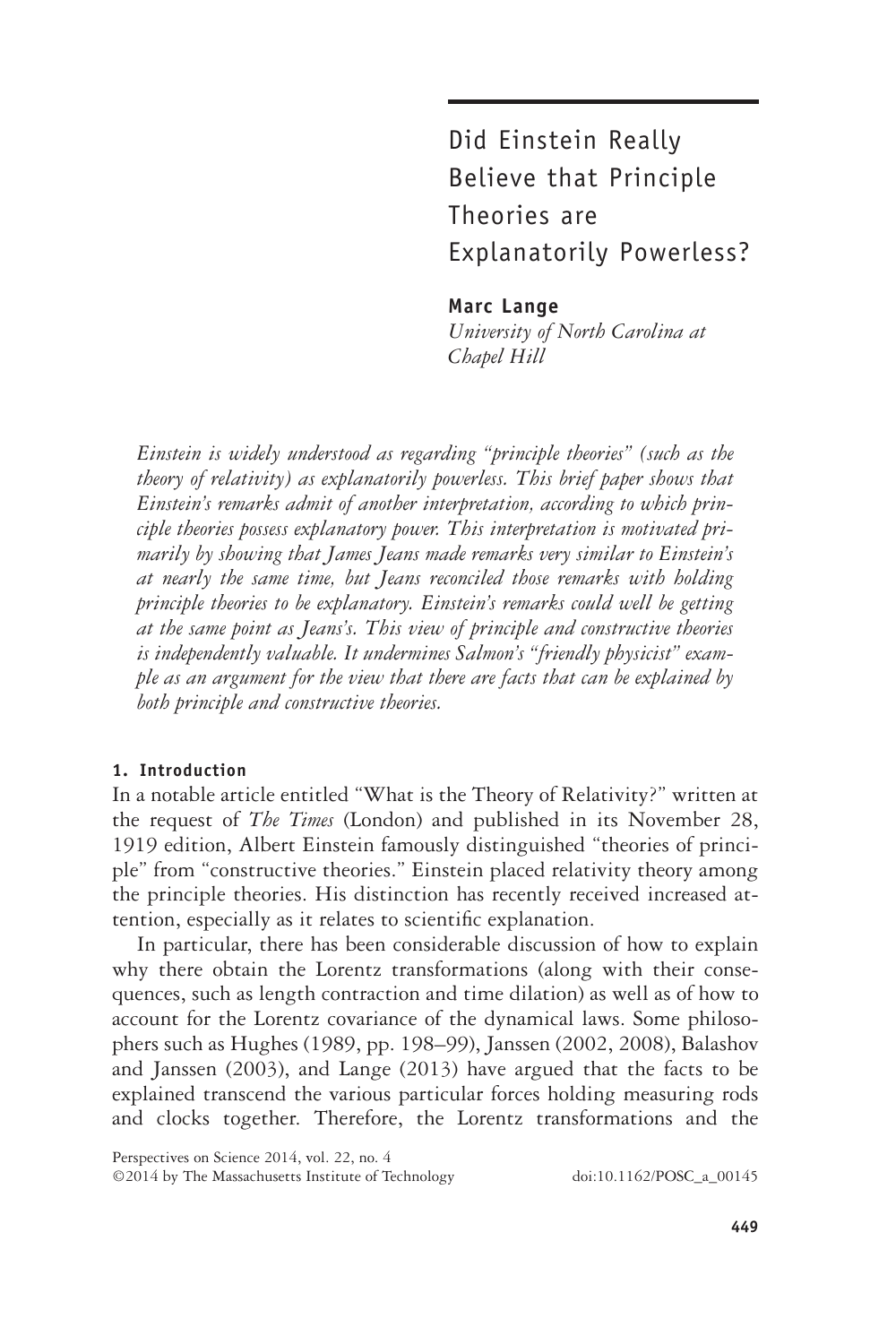# Did Einstein Really Believe that Principle Theories are Explanatorily Powerless?

**Marc Lange**
*University of North Carolina at Chapel Hill*

*Einstein is widely understood as regarding "principle theories" (such as the theory of relativity) as explanatorily powerless. This brief paper shows that Einstein's remarks admit of another interpretation, according to which principle theories possess explanatory power. This interpretation is motivated primarily by showing that James Jeans made remarks very similar to Einstein's at nearly the same time, but Jeans reconciled those remarks with holding principle theories to be explanatory. Einstein's remarks could well be getting at the same point as Jeans's. This view of principle and constructive theories is independently valuable. It undermines Salmon's "friendly physicist" example as an argument for the view that there are facts that can be explained by both principle and constructive theories.*

## 1. Introduction

In a notable article entitled "What is the Theory of Relativity?" written at the request of *The Times* (London) and published in its November 28, 1919 edition, Albert Einstein famously distinguished "theories of principle" from "constructive theories." Einstein placed relativity theory among the principle theories. His distinction has recently received increased attention, especially as it relates to scientific explanation.

In particular, there has been considerable discussion of how to explain why there obtain the Lorentz transformations (along with their consequences, such as length contraction and time dilation) as well as of how to account for the Lorentz covariance of the dynamical laws. Some philosophers such as Hughes (1989, pp. 198–99), Janssen (2002, 2008), Balashov and Janssen (2003), and Lange (2013) have argued that the facts to be explained transcend the various particular forces holding measuring rods and clocks together. Therefore, the Lorentz transformations and the

Perspectives on Science 2014, vol. 22, no. 4
©2014 by The Massachusetts Institute of Technology doi:10.1162/POSC_a_00145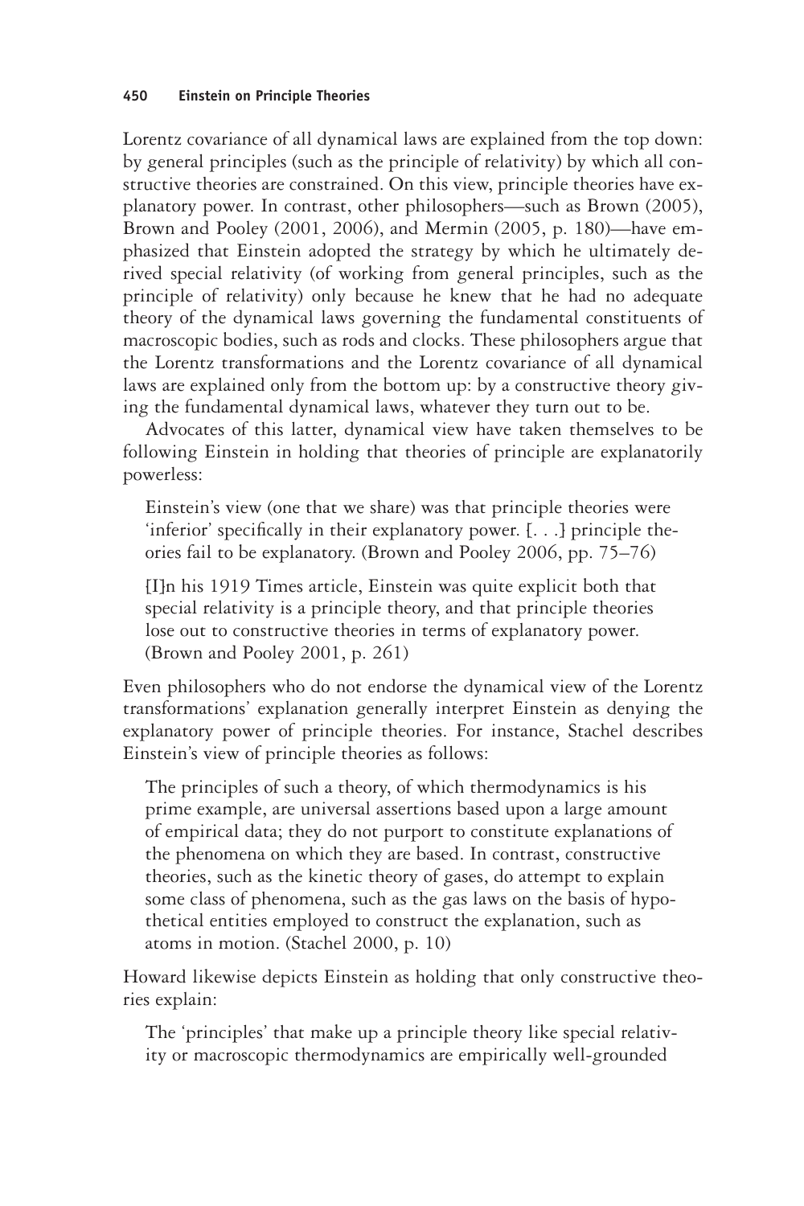Lorentz covariance of all dynamical laws are explained from the top down: by general principles (such as the principle of relativity) by which all constructive theories are constrained. On this view, principle theories have explanatory power. In contrast, other philosophers—such as Brown (2005), Brown and Pooley (2001, 2006), and Mermin (2005, p. 180)—have emphasized that Einstein adopted the strategy by which he ultimately derived special relativity (of working from general principles, such as the principle of relativity) only because he knew that he had no adequate theory of the dynamical laws governing the fundamental constituents of macroscopic bodies, such as rods and clocks. These philosophers argue that the Lorentz transformations and the Lorentz covariance of all dynamical laws are explained only from the bottom up: by a constructive theory giving the fundamental dynamical laws, whatever they turn out to be.

Advocates of this latter, dynamical view have taken themselves to be following Einstein in holding that theories of principle are explanatorily powerless:

> Einstein's view (one that we share) was that principle theories were 'inferior' specifically in their explanatory power. [. . .] principle theories fail to be explanatory. (Brown and Pooley 2006, pp. 75–76)

> [I]n his 1919 Times article, Einstein was quite explicit both that special relativity is a principle theory, and that principle theories lose out to constructive theories in terms of explanatory power. (Brown and Pooley 2001, p. 261)

Even philosophers who do not endorse the dynamical view of the Lorentz transformations' explanation generally interpret Einstein as denying the explanatory power of principle theories. For instance, Stachel describes Einstein's view of principle theories as follows:

> The principles of such a theory, of which thermodynamics is his prime example, are universal assertions based upon a large amount of empirical data; they do not purport to constitute explanations of the phenomena on which they are based. In contrast, constructive theories, such as the kinetic theory of gases, do attempt to explain some class of phenomena, such as the gas laws on the basis of hypothetical entities employed to construct the explanation, such as atoms in motion. (Stachel 2000, p. 10)

Howard likewise depicts Einstein as holding that only constructive theories explain:

> The 'principles' that make up a principle theory like special relativity or macroscopic thermodynamics are empirically well-grounded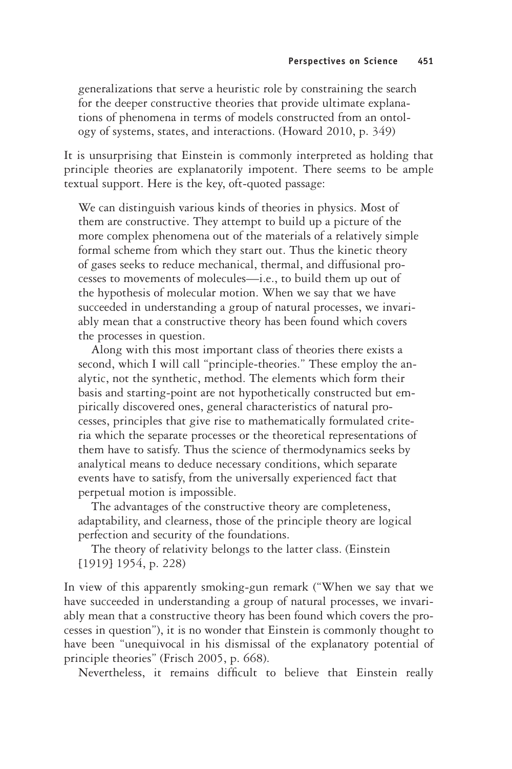generalizations that serve a heuristic role by constraining the search for the deeper constructive theories that provide ultimate explanations of phenomena in terms of models constructed from an ontology of systems, states, and interactions. (Howard 2010, p. 349)

It is unsurprising that Einstein is commonly interpreted as holding that principle theories are explanatorily impotent. There seems to be ample textual support. Here is the key, oft-quoted passage:

> We can distinguish various kinds of theories in physics. Most of them are constructive. They attempt to build up a picture of the more complex phenomena out of the materials of a relatively simple formal scheme from which they start out. Thus the kinetic theory of gases seeks to reduce mechanical, thermal, and diffusional processes to movements of molecules—i.e., to build them up out of the hypothesis of molecular motion. When we say that we have succeeded in understanding a group of natural processes, we invariably mean that a constructive theory has been found which covers the processes in question.
>
> Along with this most important class of theories there exists a second, which I will call "principle-theories." These employ the analytic, not the synthetic, method. The elements which form their basis and starting-point are not hypothetically constructed but empirically discovered ones, general characteristics of natural processes, principles that give rise to mathematically formulated criteria which the separate processes or the theoretical representations of them have to satisfy. Thus the science of thermodynamics seeks by analytical means to deduce necessary conditions, which separate events have to satisfy, from the universally experienced fact that perpetual motion is impossible.
>
> The advantages of the constructive theory are completeness, adaptability, and clearness, those of the principle theory are logical perfection and security of the foundations.
>
> The theory of relativity belongs to the latter class. (Einstein [1919] 1954, p. 228)

In view of this apparently smoking-gun remark ("When we say that we have succeeded in understanding a group of natural processes, we invariably mean that a constructive theory has been found which covers the processes in question"), it is no wonder that Einstein is commonly thought to have been "unequivocal in his dismissal of the explanatory potential of principle theories" (Frisch 2005, p. 668).

Nevertheless, it remains difficult to believe that Einstein really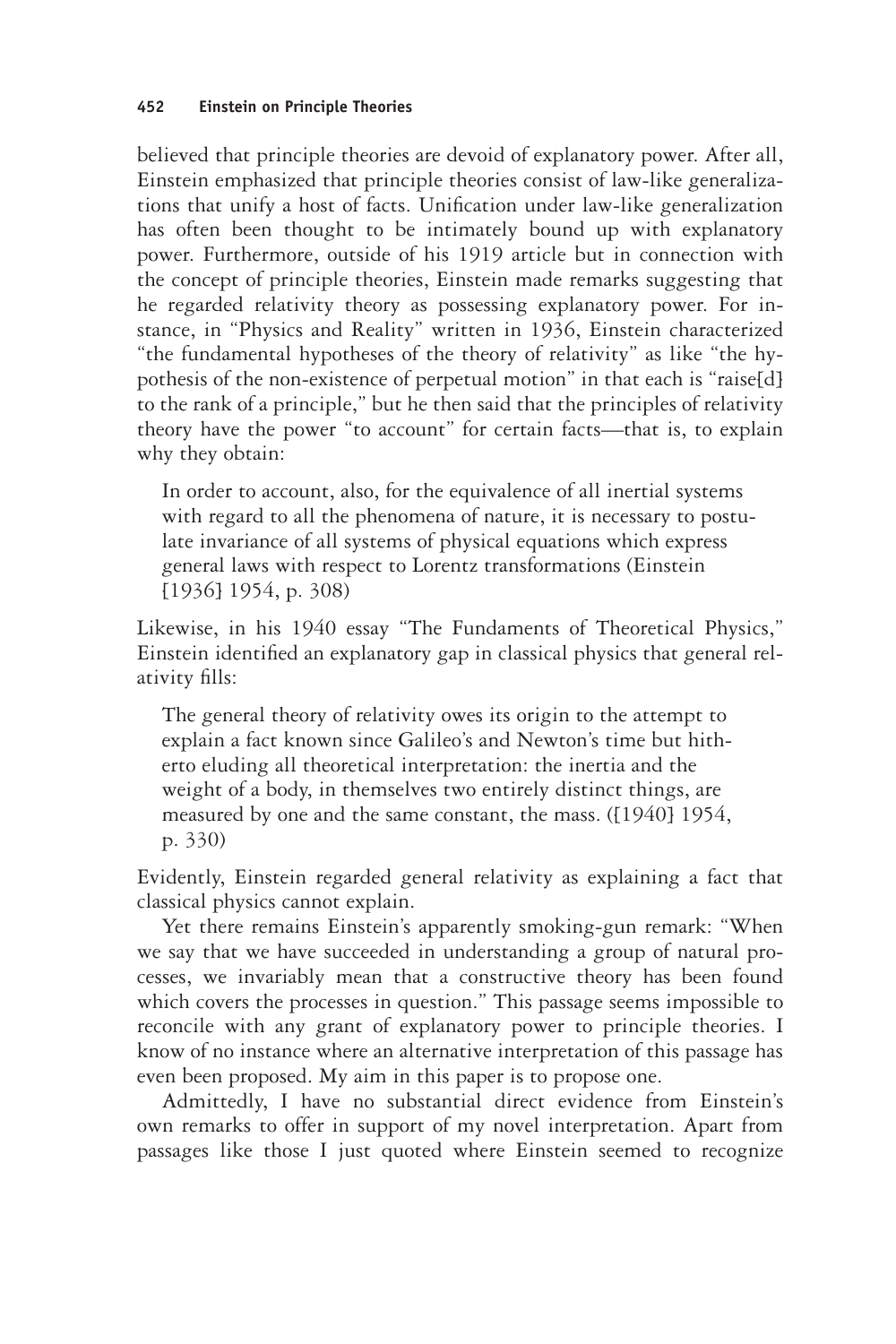believed that principle theories are devoid of explanatory power. After all, Einstein emphasized that principle theories consist of law-like generalizations that unify a host of facts. Unification under law-like generalization has often been thought to be intimately bound up with explanatory power. Furthermore, outside of his 1919 article but in connection with the concept of principle theories, Einstein made remarks suggesting that he regarded relativity theory as possessing explanatory power. For instance, in "Physics and Reality" written in 1936, Einstein characterized "the fundamental hypotheses of the theory of relativity" as like "the hypothesis of the non-existence of perpetual motion" in that each is "raise[d] to the rank of a principle," but he then said that the principles of relativity theory have the power "to account" for certain facts—that is, to explain why they obtain:

> In order to account, also, for the equivalence of all inertial systems with regard to all the phenomena of nature, it is necessary to postulate invariance of all systems of physical equations which express general laws with respect to Lorentz transformations (Einstein [1936] 1954, p. 308)

Likewise, in his 1940 essay "The Fundaments of Theoretical Physics," Einstein identified an explanatory gap in classical physics that general relativity fills:

> The general theory of relativity owes its origin to the attempt to explain a fact known since Galileo's and Newton's time but hitherto eluding all theoretical interpretation: the inertia and the weight of a body, in themselves two entirely distinct things, are measured by one and the same constant, the mass. ([1940] 1954, p. 330)

Evidently, Einstein regarded general relativity as explaining a fact that classical physics cannot explain.

Yet there remains Einstein's apparently smoking-gun remark: "When we say that we have succeeded in understanding a group of natural processes, we invariably mean that a constructive theory has been found which covers the processes in question." This passage seems impossible to reconcile with any grant of explanatory power to principle theories. I know of no instance where an alternative interpretation of this passage has even been proposed. My aim in this paper is to propose one.

Admittedly, I have no substantial direct evidence from Einstein's own remarks to offer in support of my novel interpretation. Apart from passages like those I just quoted where Einstein seemed to recognize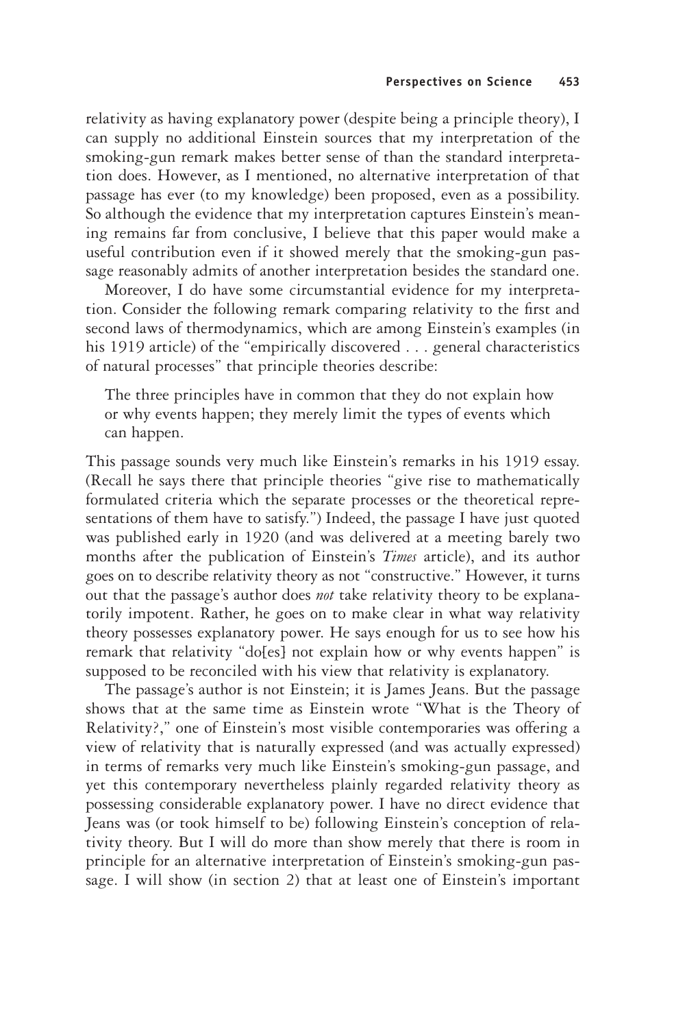relativity as having explanatory power (despite being a principle theory), I can supply no additional Einstein sources that my interpretation of the smoking-gun remark makes better sense of than the standard interpretation does. However, as I mentioned, no alternative interpretation of that passage has ever (to my knowledge) been proposed, even as a possibility. So although the evidence that my interpretation captures Einstein's meaning remains far from conclusive, I believe that this paper would make a useful contribution even if it showed merely that the smoking-gun passage reasonably admits of another interpretation besides the standard one.

Moreover, I do have some circumstantial evidence for my interpretation. Consider the following remark comparing relativity to the first and second laws of thermodynamics, which are among Einstein's examples (in his 1919 article) of the "empirically discovered . . . general characteristics of natural processes" that principle theories describe:

> The three principles have in common that they do not explain how or why events happen; they merely limit the types of events which can happen.

This passage sounds very much like Einstein's remarks in his 1919 essay. (Recall he says there that principle theories "give rise to mathematically formulated criteria which the separate processes or the theoretical representations of them have to satisfy.") Indeed, the passage I have just quoted was published early in 1920 (and was delivered at a meeting barely two months after the publication of Einstein's *Times* article), and its author goes on to describe relativity theory as not "constructive." However, it turns out that the passage's author does *not* take relativity theory to be explanatorily impotent. Rather, he goes on to make clear in what way relativity theory possesses explanatory power. He says enough for us to see how his remark that relativity "do[es] not explain how or why events happen" is supposed to be reconciled with his view that relativity is explanatory.

The passage's author is not Einstein; it is James Jeans. But the passage shows that at the same time as Einstein wrote "What is the Theory of Relativity?," one of Einstein's most visible contemporaries was offering a view of relativity that is naturally expressed (and was actually expressed) in terms of remarks very much like Einstein's smoking-gun passage, and yet this contemporary nevertheless plainly regarded relativity theory as possessing considerable explanatory power. I have no direct evidence that Jeans was (or took himself to be) following Einstein's conception of relativity theory. But I will do more than show merely that there is room in principle for an alternative interpretation of Einstein's smoking-gun passage. I will show (in section 2) that at least one of Einstein's important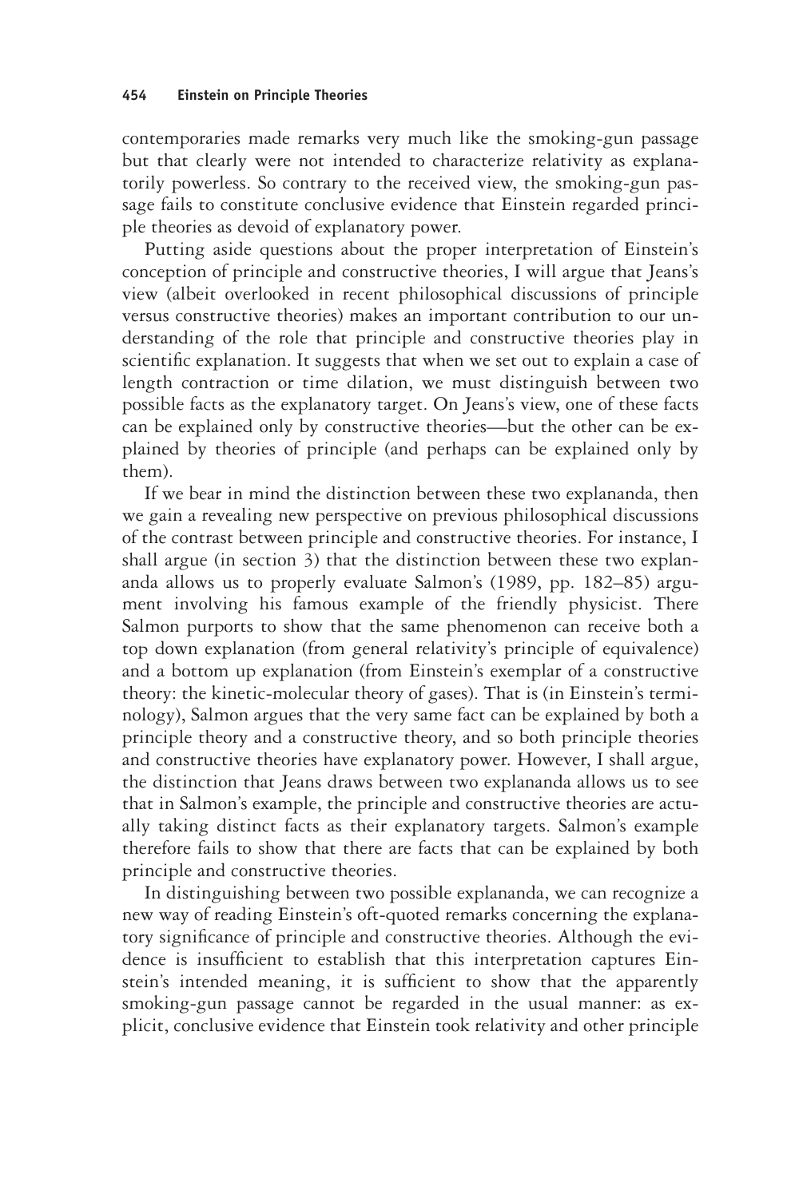contemporaries made remarks very much like the smoking-gun passage but that clearly were not intended to characterize relativity as explanatorily powerless. So contrary to the received view, the smoking-gun passage fails to constitute conclusive evidence that Einstein regarded principle theories as devoid of explanatory power.

Putting aside questions about the proper interpretation of Einstein's conception of principle and constructive theories, I will argue that Jeans's view (albeit overlooked in recent philosophical discussions of principle versus constructive theories) makes an important contribution to our understanding of the role that principle and constructive theories play in scientific explanation. It suggests that when we set out to explain a case of length contraction or time dilation, we must distinguish between two possible facts as the explanatory target. On Jeans's view, one of these facts can be explained only by constructive theories—but the other can be explained by theories of principle (and perhaps can be explained only by them).

If we bear in mind the distinction between these two explananda, then we gain a revealing new perspective on previous philosophical discussions of the contrast between principle and constructive theories. For instance, I shall argue (in section 3) that the distinction between these two explananda allows us to properly evaluate Salmon's (1989, pp. 182–85) argument involving his famous example of the friendly physicist. There Salmon purports to show that the same phenomenon can receive both a top down explanation (from general relativity's principle of equivalence) and a bottom up explanation (from Einstein's exemplar of a constructive theory: the kinetic-molecular theory of gases). That is (in Einstein's terminology), Salmon argues that the very same fact can be explained by both a principle theory and a constructive theory, and so both principle theories and constructive theories have explanatory power. However, I shall argue, the distinction that Jeans draws between two explananda allows us to see that in Salmon's example, the principle and constructive theories are actually taking distinct facts as their explanatory targets. Salmon's example therefore fails to show that there are facts that can be explained by both principle and constructive theories.

In distinguishing between two possible explananda, we can recognize a new way of reading Einstein's oft-quoted remarks concerning the explanatory significance of principle and constructive theories. Although the evidence is insufficient to establish that this interpretation captures Einstein's intended meaning, it is sufficient to show that the apparently smoking-gun passage cannot be regarded in the usual manner: as explicit, conclusive evidence that Einstein took relativity and other principle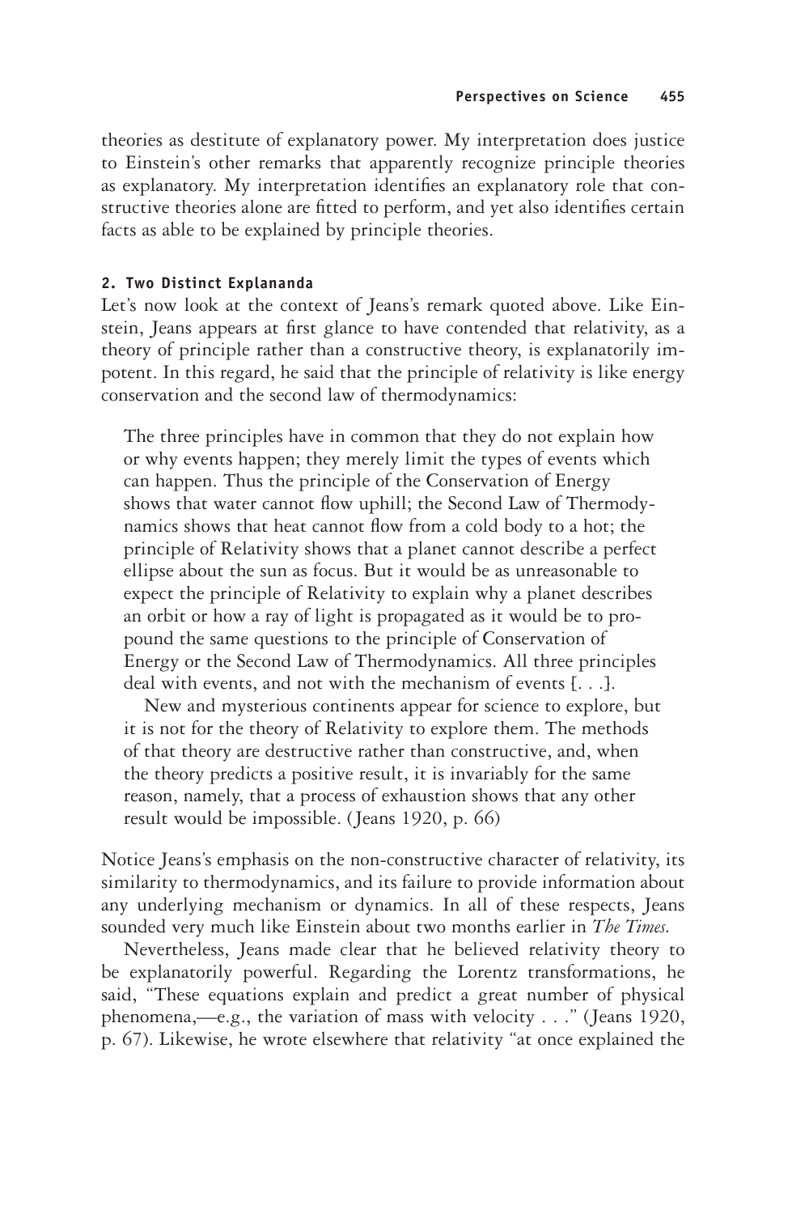theories as destitute of explanatory power. My interpretation does justice to Einstein's other remarks that apparently recognize principle theories as explanatory. My interpretation identifies an explanatory role that constructive theories alone are fitted to perform, and yet also identifies certain facts as able to be explained by principle theories.

### 2. Two Distinct Explananda

Let's now look at the context of Jeans's remark quoted above. Like Einstein, Jeans appears at first glance to have contended that relativity, as a theory of principle rather than a constructive theory, is explanatorily impotent. In this regard, he said that the principle of relativity is like energy conservation and the second law of thermodynamics:

> The three principles have in common that they do not explain how or why events happen; they merely limit the types of events which can happen. Thus the principle of the Conservation of Energy shows that water cannot flow uphill; the Second Law of Thermodynamics shows that heat cannot flow from a cold body to a hot; the principle of Relativity shows that a planet cannot describe a perfect ellipse about the sun as focus. But it would be as unreasonable to expect the principle of Relativity to explain why a planet describes an orbit or how a ray of light is propagated as it would be to propound the same questions to the principle of Conservation of Energy or the Second Law of Thermodynamics. All three principles deal with events, and not with the mechanism of events [. . .].
>
> New and mysterious continents appear for science to explore, but it is not for the theory of Relativity to explore them. The methods of that theory are destructive rather than constructive, and, when the theory predicts a positive result, it is invariably for the same reason, namely, that a process of exhaustion shows that any other result would be impossible. (Jeans 1920, p. 66)

Notice Jeans's emphasis on the non-constructive character of relativity, its similarity to thermodynamics, and its failure to provide information about any underlying mechanism or dynamics. In all of these respects, Jeans sounded very much like Einstein about two months earlier in *The Times.*

Nevertheless, Jeans made clear that he believed relativity theory to be explanatorily powerful. Regarding the Lorentz transformations, he said, "These equations explain and predict a great number of physical phenomena,—e.g., the variation of mass with velocity . . ." (Jeans 1920, p. 67). Likewise, he wrote elsewhere that relativity "at once explained the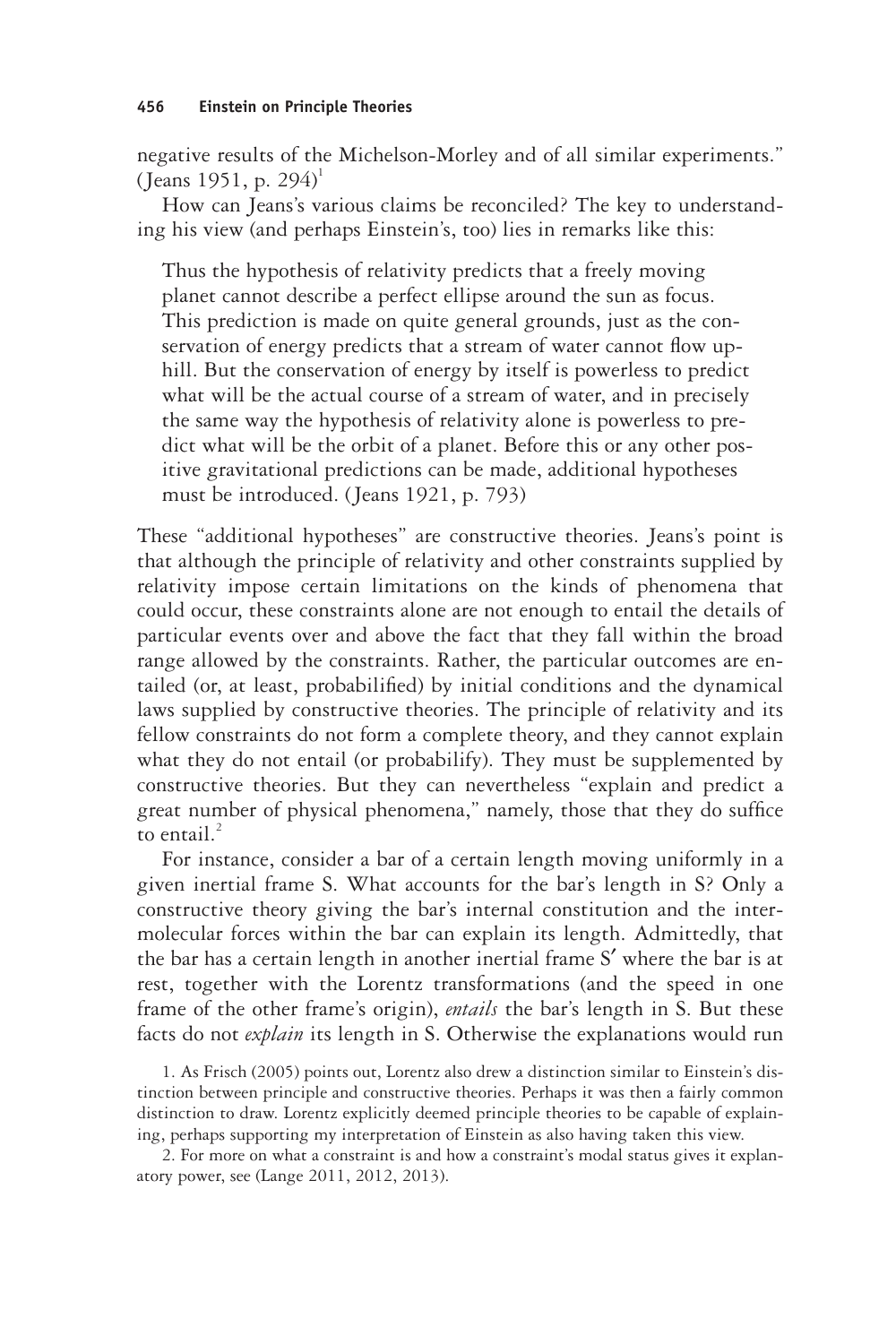negative results of the Michelson-Morley and of all similar experiments." (Jeans 1951, p. 294)[1]

How can Jeans's various claims be reconciled? The key to understanding his view (and perhaps Einstein's, too) lies in remarks like this:

> Thus the hypothesis of relativity predicts that a freely moving planet cannot describe a perfect ellipse around the sun as focus. This prediction is made on quite general grounds, just as the conservation of energy predicts that a stream of water cannot flow uphill. But the conservation of energy by itself is powerless to predict what will be the actual course of a stream of water, and in precisely the same way the hypothesis of relativity alone is powerless to predict what will be the orbit of a planet. Before this or any other positive gravitational predictions can be made, additional hypotheses must be introduced. (Jeans 1921, p. 793)

These "additional hypotheses" are constructive theories. Jeans's point is that although the principle of relativity and other constraints supplied by relativity impose certain limitations on the kinds of phenomena that could occur, these constraints alone are not enough to entail the details of particular events over and above the fact that they fall within the broad range allowed by the constraints. Rather, the particular outcomes are entailed (or, at least, probabilified) by initial conditions and the dynamical laws supplied by constructive theories. The principle of relativity and its fellow constraints do not form a complete theory, and they cannot explain what they do not entail (or probabilify). They must be supplemented by constructive theories. But they can nevertheless "explain and predict a great number of physical phenomena," namely, those that they do suffice to entail.[2]

For instance, consider a bar of a certain length moving uniformly in a given inertial frame S. What accounts for the bar's length in S? Only a constructive theory giving the bar's internal constitution and the intermolecular forces within the bar can explain its length. Admittedly, that the bar has a certain length in another inertial frame S′ where the bar is at rest, together with the Lorentz transformations (and the speed in one frame of the other frame's origin), *entails* the bar's length in S. But these facts do not *explain* its length in S. Otherwise the explanations would run

1. As Frisch (2005) points out, Lorentz also drew a distinction similar to Einstein's distinction between principle and constructive theories. Perhaps it was then a fairly common distinction to draw. Lorentz explicitly deemed principle theories to be capable of explaining, perhaps supporting my interpretation of Einstein as also having taken this view.

2. For more on what a constraint is and how a constraint's modal status gives it explanatory power, see (Lange 2011, 2012, 2013).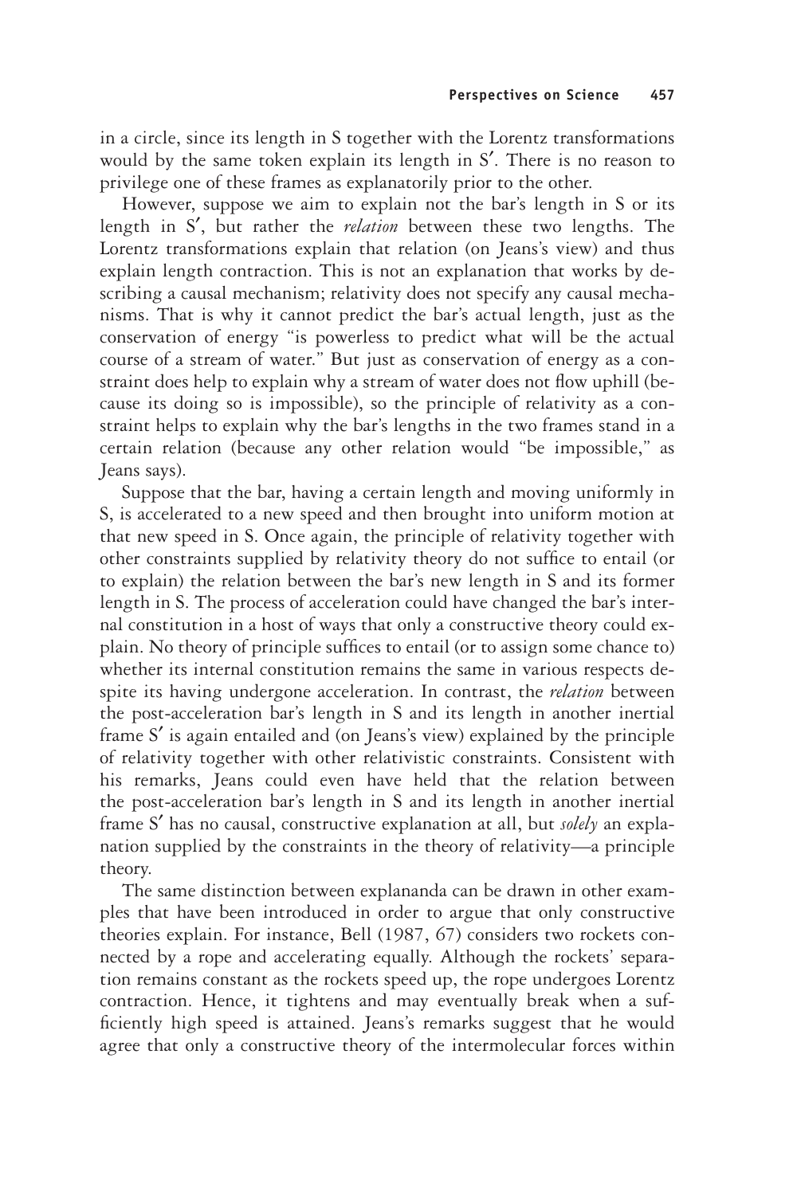in a circle, since its length in S together with the Lorentz transformations would by the same token explain its length in S′. There is no reason to privilege one of these frames as explanatorily prior to the other.

However, suppose we aim to explain not the bar's length in S or its length in S′, but rather the *relation* between these two lengths. The Lorentz transformations explain that relation (on Jeans's view) and thus explain length contraction. This is not an explanation that works by describing a causal mechanism; relativity does not specify any causal mechanisms. That is why it cannot predict the bar's actual length, just as the conservation of energy "is powerless to predict what will be the actual course of a stream of water." But just as conservation of energy as a constraint does help to explain why a stream of water does not flow uphill (because its doing so is impossible), so the principle of relativity as a constraint helps to explain why the bar's lengths in the two frames stand in a certain relation (because any other relation would "be impossible," as Jeans says).

Suppose that the bar, having a certain length and moving uniformly in S, is accelerated to a new speed and then brought into uniform motion at that new speed in S. Once again, the principle of relativity together with other constraints supplied by relativity theory do not suffice to entail (or to explain) the relation between the bar's new length in S and its former length in S. The process of acceleration could have changed the bar's internal constitution in a host of ways that only a constructive theory could explain. No theory of principle suffices to entail (or to assign some chance to) whether its internal constitution remains the same in various respects despite its having undergone acceleration. In contrast, the *relation* between the post-acceleration bar's length in S and its length in another inertial frame S′ is again entailed and (on Jeans's view) explained by the principle of relativity together with other relativistic constraints. Consistent with his remarks, Jeans could even have held that the relation between the post-acceleration bar's length in S and its length in another inertial frame S′ has no causal, constructive explanation at all, but *solely* an explanation supplied by the constraints in the theory of relativity—a principle theory.

The same distinction between explananda can be drawn in other examples that have been introduced in order to argue that only constructive theories explain. For instance, Bell (1987, 67) considers two rockets connected by a rope and accelerating equally. Although the rockets' separation remains constant as the rockets speed up, the rope undergoes Lorentz contraction. Hence, it tightens and may eventually break when a sufficiently high speed is attained. Jeans's remarks suggest that he would agree that only a constructive theory of the intermolecular forces within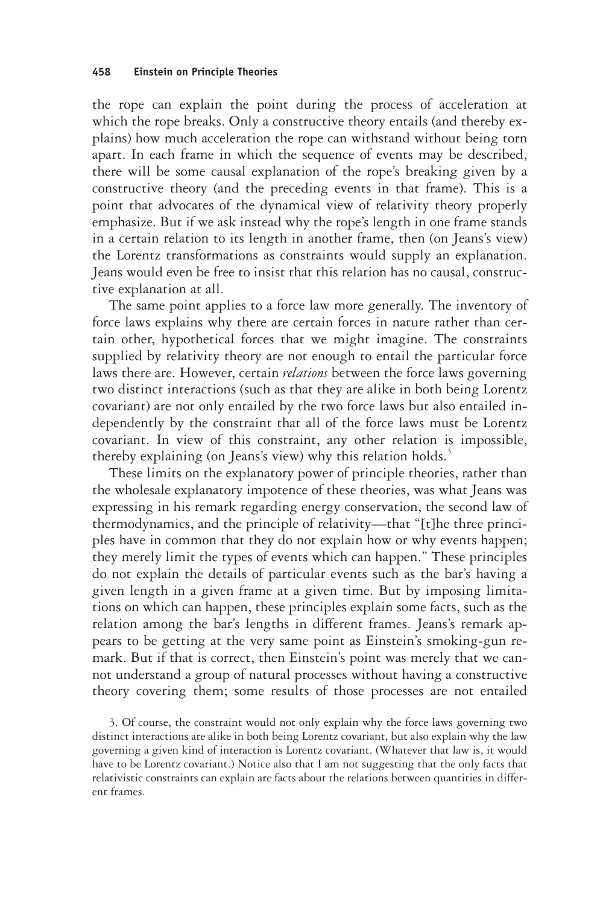the rope can explain the point during the process of acceleration at which the rope breaks. Only a constructive theory entails (and thereby explains) how much acceleration the rope can withstand without being torn apart. In each frame in which the sequence of events may be described, there will be some causal explanation of the rope's breaking given by a constructive theory (and the preceding events in that frame). This is a point that advocates of the dynamical view of relativity theory properly emphasize. But if we ask instead why the rope's length in one frame stands in a certain relation to its length in another frame, then (on Jeans's view) the Lorentz transformations as constraints would supply an explanation. Jeans would even be free to insist that this relation has no causal, constructive explanation at all.

The same point applies to a force law more generally. The inventory of force laws explains why there are certain forces in nature rather than certain other, hypothetical forces that we might imagine. The constraints supplied by relativity theory are not enough to entail the particular force laws there are. However, certain *relations* between the force laws governing two distinct interactions (such as that they are alike in both being Lorentz covariant) are not only entailed by the two force laws but also entailed independently by the constraint that all of the force laws must be Lorentz covariant. In view of this constraint, any other relation is impossible, thereby explaining (on Jeans's view) why this relation holds.[3]

These limits on the explanatory power of principle theories, rather than the wholesale explanatory impotence of these theories, was what Jeans was expressing in his remark regarding energy conservation, the second law of thermodynamics, and the principle of relativity—that "[t]he three principles have in common that they do not explain how or why events happen; they merely limit the types of events which can happen." These principles do not explain the details of particular events such as the bar's having a given length in a given frame at a given time. But by imposing limitations on which can happen, these principles explain some facts, such as the relation among the bar's lengths in different frames. Jeans's remark appears to be getting at the very same point as Einstein's smoking-gun remark. But if that is correct, then Einstein's point was merely that we cannot understand a group of natural processes without having a constructive theory covering them; some results of those processes are not entailed

3. Of course, the constraint would not only explain why the force laws governing two distinct interactions are alike in both being Lorentz covariant, but also explain why the law governing a given kind of interaction is Lorentz covariant. (Whatever that law is, it would have to be Lorentz covariant.) Notice also that I am not suggesting that the only facts that relativistic constraints can explain are facts about the relations between quantities in different frames.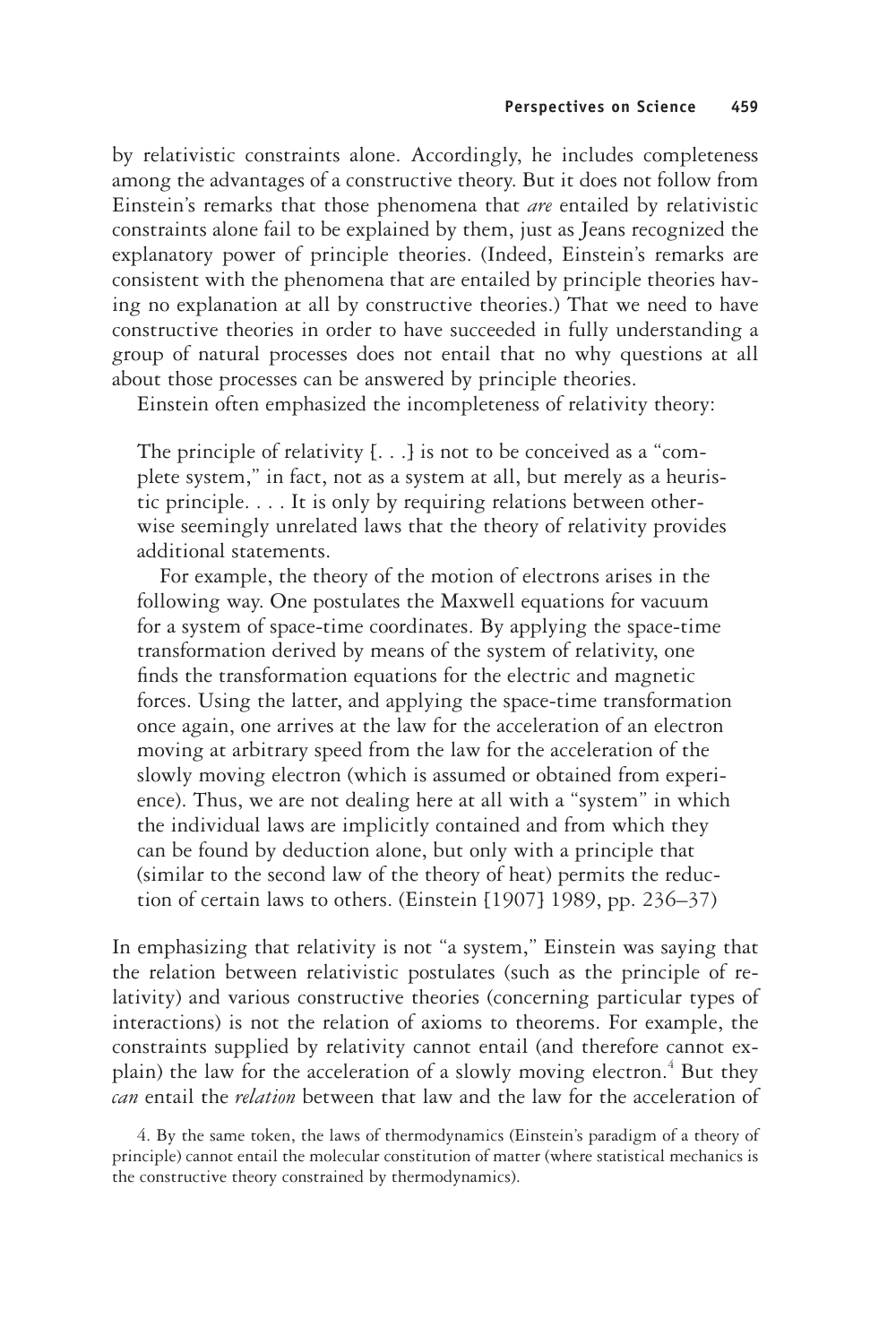by relativistic constraints alone. Accordingly, he includes completeness among the advantages of a constructive theory. But it does not follow from Einstein's remarks that those phenomena that *are* entailed by relativistic constraints alone fail to be explained by them, just as Jeans recognized the explanatory power of principle theories. (Indeed, Einstein's remarks are consistent with the phenomena that are entailed by principle theories having no explanation at all by constructive theories.) That we need to have constructive theories in order to have succeeded in fully understanding a group of natural processes does not entail that no why questions at all about those processes can be answered by principle theories.

Einstein often emphasized the incompleteness of relativity theory:

> The principle of relativity [. . .] is not to be conceived as a "complete system," in fact, not as a system at all, but merely as a heuristic principle. . . . It is only by requiring relations between otherwise seemingly unrelated laws that the theory of relativity provides additional statements.
>
> For example, the theory of the motion of electrons arises in the following way. One postulates the Maxwell equations for vacuum for a system of space-time coordinates. By applying the space-time transformation derived by means of the system of relativity, one finds the transformation equations for the electric and magnetic forces. Using the latter, and applying the space-time transformation once again, one arrives at the law for the acceleration of an electron moving at arbitrary speed from the law for the acceleration of the slowly moving electron (which is assumed or obtained from experience). Thus, we are not dealing here at all with a "system" in which the individual laws are implicitly contained and from which they can be found by deduction alone, but only with a principle that (similar to the second law of the theory of heat) permits the reduction of certain laws to others. (Einstein [1907] 1989, pp. 236–37)

In emphasizing that relativity is not "a system," Einstein was saying that the relation between relativistic postulates (such as the principle of relativity) and various constructive theories (concerning particular types of interactions) is not the relation of axioms to theorems. For example, the constraints supplied by relativity cannot entail (and therefore cannot explain) the law for the acceleration of a slowly moving electron.[4] But they *can* entail the *relation* between that law and the law for the acceleration of

4. By the same token, the laws of thermodynamics (Einstein's paradigm of a theory of principle) cannot entail the molecular constitution of matter (where statistical mechanics is the constructive theory constrained by thermodynamics).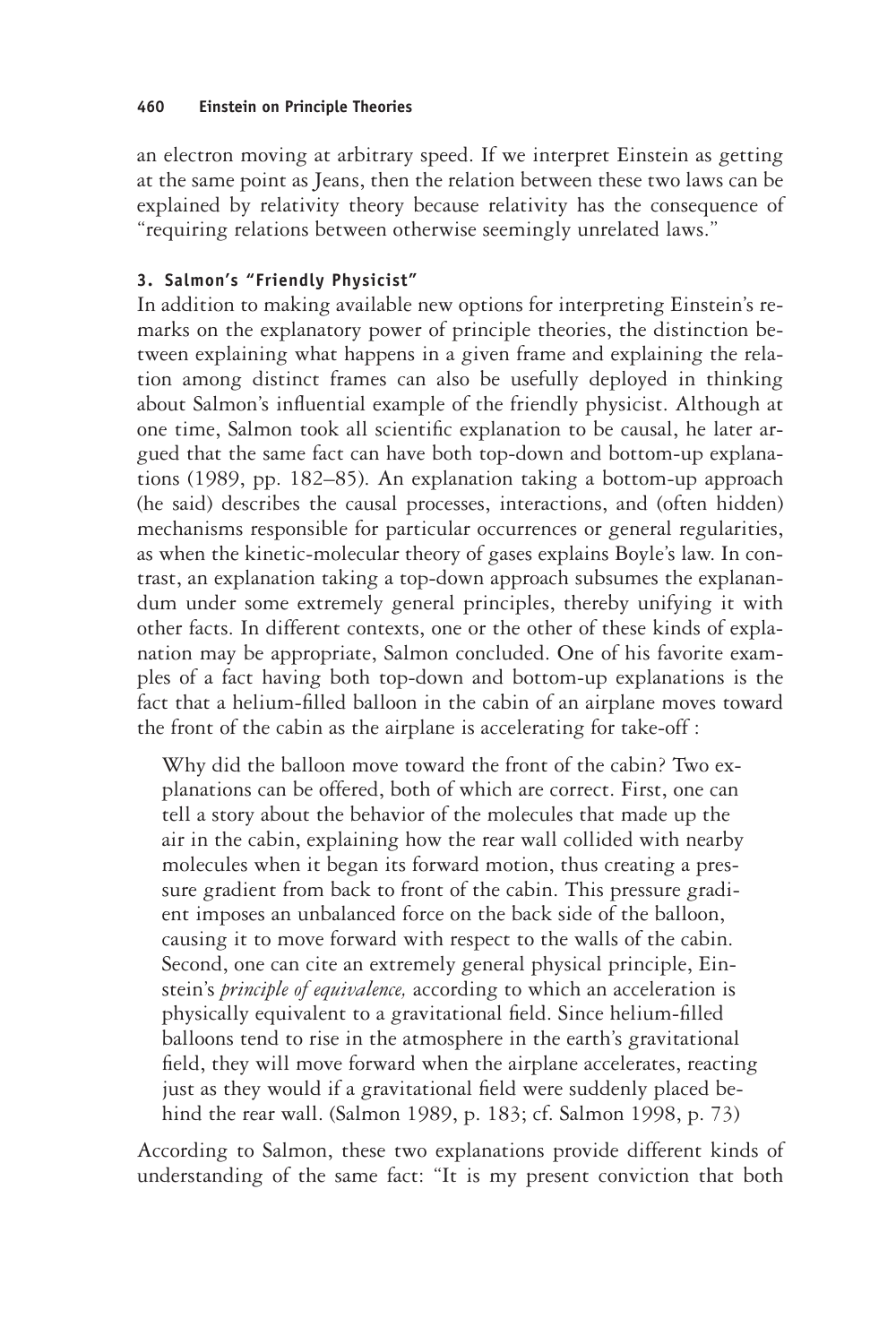an electron moving at arbitrary speed. If we interpret Einstein as getting at the same point as Jeans, then the relation between these two laws can be explained by relativity theory because relativity has the consequence of "requiring relations between otherwise seemingly unrelated laws."

### 3. Salmon's "Friendly Physicist"

In addition to making available new options for interpreting Einstein's remarks on the explanatory power of principle theories, the distinction between explaining what happens in a given frame and explaining the relation among distinct frames can also be usefully deployed in thinking about Salmon's influential example of the friendly physicist. Although at one time, Salmon took all scientific explanation to be causal, he later argued that the same fact can have both top-down and bottom-up explanations (1989, pp. 182–85). An explanation taking a bottom-up approach (he said) describes the causal processes, interactions, and (often hidden) mechanisms responsible for particular occurrences or general regularities, as when the kinetic-molecular theory of gases explains Boyle's law. In contrast, an explanation taking a top-down approach subsumes the explanandum under some extremely general principles, thereby unifying it with other facts. In different contexts, one or the other of these kinds of explanation may be appropriate, Salmon concluded. One of his favorite examples of a fact having both top-down and bottom-up explanations is the fact that a helium-filled balloon in the cabin of an airplane moves toward the front of the cabin as the airplane is accelerating for take-off :

> Why did the balloon move toward the front of the cabin? Two explanations can be offered, both of which are correct. First, one can tell a story about the behavior of the molecules that made up the air in the cabin, explaining how the rear wall collided with nearby molecules when it began its forward motion, thus creating a pressure gradient from back to front of the cabin. This pressure gradient imposes an unbalanced force on the back side of the balloon, causing it to move forward with respect to the walls of the cabin. Second, one can cite an extremely general physical principle, Einstein's *principle of equivalence,* according to which an acceleration is physically equivalent to a gravitational field. Since helium-filled balloons tend to rise in the atmosphere in the earth's gravitational field, they will move forward when the airplane accelerates, reacting just as they would if a gravitational field were suddenly placed behind the rear wall. (Salmon 1989, p. 183; cf. Salmon 1998, p. 73)

According to Salmon, these two explanations provide different kinds of understanding of the same fact: "It is my present conviction that both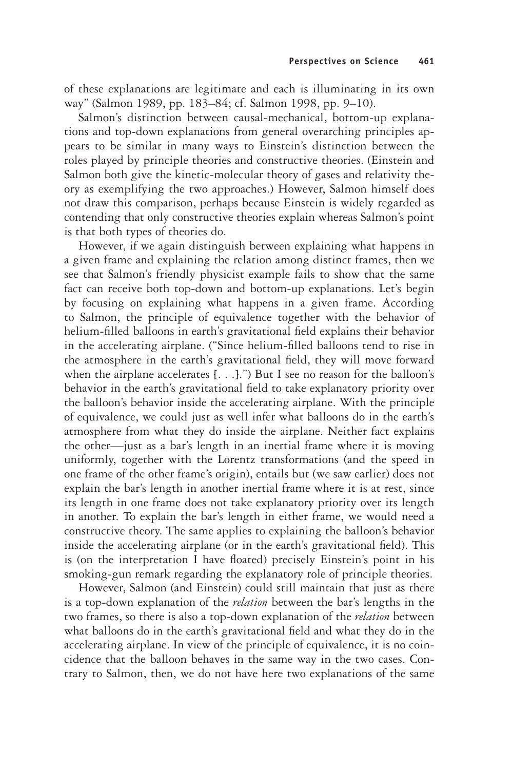of these explanations are legitimate and each is illuminating in its own way" (Salmon 1989, pp. 183–84; cf. Salmon 1998, pp. 9–10).

Salmon's distinction between causal-mechanical, bottom-up explanations and top-down explanations from general overarching principles appears to be similar in many ways to Einstein's distinction between the roles played by principle theories and constructive theories. (Einstein and Salmon both give the kinetic-molecular theory of gases and relativity theory as exemplifying the two approaches.) However, Salmon himself does not draw this comparison, perhaps because Einstein is widely regarded as contending that only constructive theories explain whereas Salmon's point is that both types of theories do.

However, if we again distinguish between explaining what happens in a given frame and explaining the relation among distinct frames, then we see that Salmon's friendly physicist example fails to show that the same fact can receive both top-down and bottom-up explanations. Let's begin by focusing on explaining what happens in a given frame. According to Salmon, the principle of equivalence together with the behavior of helium-filled balloons in earth's gravitational field explains their behavior in the accelerating airplane. ("Since helium-filled balloons tend to rise in the atmosphere in the earth's gravitational field, they will move forward when the airplane accelerates [. . .].") But I see no reason for the balloon's behavior in the earth's gravitational field to take explanatory priority over the balloon's behavior inside the accelerating airplane. With the principle of equivalence, we could just as well infer what balloons do in the earth's atmosphere from what they do inside the airplane. Neither fact explains the other—just as a bar's length in an inertial frame where it is moving uniformly, together with the Lorentz transformations (and the speed in one frame of the other frame's origin), entails but (we saw earlier) does not explain the bar's length in another inertial frame where it is at rest, since its length in one frame does not take explanatory priority over its length in another. To explain the bar's length in either frame, we would need a constructive theory. The same applies to explaining the balloon's behavior inside the accelerating airplane (or in the earth's gravitational field). This is (on the interpretation I have floated) precisely Einstein's point in his smoking-gun remark regarding the explanatory role of principle theories.

However, Salmon (and Einstein) could still maintain that just as there is a top-down explanation of the *relation* between the bar's lengths in the two frames, so there is also a top-down explanation of the *relation* between what balloons do in the earth's gravitational field and what they do in the accelerating airplane. In view of the principle of equivalence, it is no coincidence that the balloon behaves in the same way in the two cases. Contrary to Salmon, then, we do not have here two explanations of the same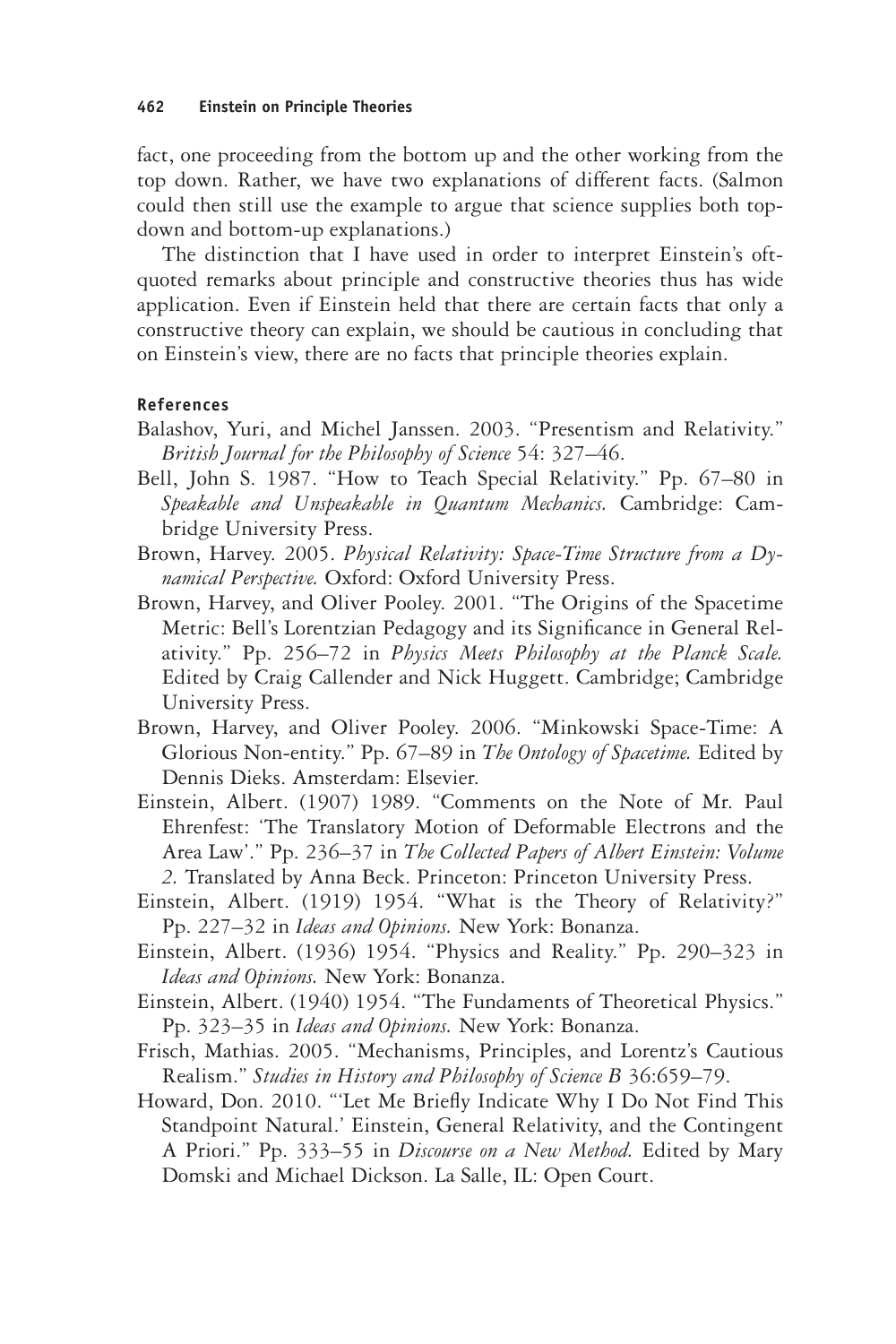fact, one proceeding from the bottom up and the other working from the top down. Rather, we have two explanations of different facts. (Salmon could then still use the example to argue that science supplies both top-down and bottom-up explanations.)

The distinction that I have used in order to interpret Einstein's oft-quoted remarks about principle and constructive theories thus has wide application. Even if Einstein held that there are certain facts that only a constructive theory can explain, we should be cautious in concluding that on Einstein's view, there are no facts that principle theories explain.

## References

Balashov, Yuri, and Michel Janssen. 2003. "Presentism and Relativity." *British Journal for the Philosophy of Science* 54: 327–46.

Bell, John S. 1987. "How to Teach Special Relativity." Pp. 67–80 in *Speakable and Unspeakable in Quantum Mechanics.* Cambridge: Cambridge University Press.

Brown, Harvey. 2005. *Physical Relativity: Space-Time Structure from a Dynamical Perspective.* Oxford: Oxford University Press.

Brown, Harvey, and Oliver Pooley. 2001. "The Origins of the Spacetime Metric: Bell's Lorentzian Pedagogy and its Significance in General Relativity." Pp. 256–72 in *Physics Meets Philosophy at the Planck Scale.* Edited by Craig Callender and Nick Huggett. Cambridge; Cambridge University Press.

Brown, Harvey, and Oliver Pooley. 2006. "Minkowski Space-Time: A Glorious Non-entity." Pp. 67–89 in *The Ontology of Spacetime.* Edited by Dennis Dieks. Amsterdam: Elsevier.

Einstein, Albert. (1907) 1989. "Comments on the Note of Mr. Paul Ehrenfest: 'The Translatory Motion of Deformable Electrons and the Area Law'." Pp. 236–37 in *The Collected Papers of Albert Einstein: Volume 2.* Translated by Anna Beck. Princeton: Princeton University Press.

Einstein, Albert. (1919) 1954. "What is the Theory of Relativity?" Pp. 227–32 in *Ideas and Opinions.* New York: Bonanza.

Einstein, Albert. (1936) 1954. "Physics and Reality." Pp. 290–323 in *Ideas and Opinions.* New York: Bonanza.

Einstein, Albert. (1940) 1954. "The Fundaments of Theoretical Physics." Pp. 323–35 in *Ideas and Opinions.* New York: Bonanza.

Frisch, Mathias. 2005. "Mechanisms, Principles, and Lorentz's Cautious Realism." *Studies in History and Philosophy of Science B* 36:659–79.

Howard, Don. 2010. "'Let Me Briefly Indicate Why I Do Not Find This Standpoint Natural.' Einstein, General Relativity, and the Contingent A Priori." Pp. 333–55 in *Discourse on a New Method.* Edited by Mary Domski and Michael Dickson. La Salle, IL: Open Court.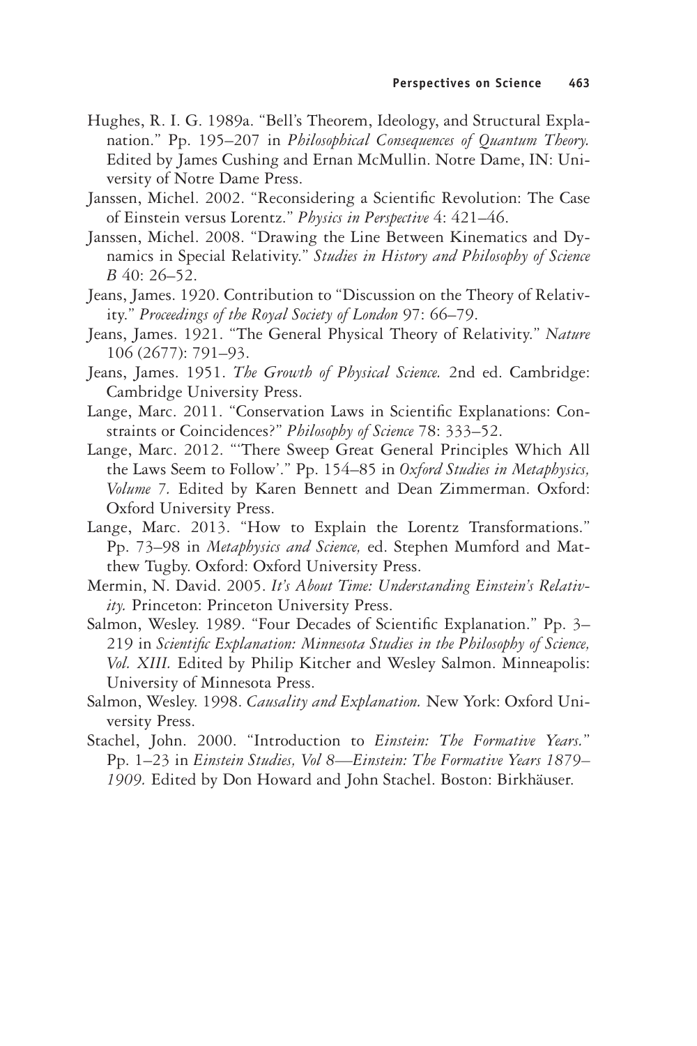Hughes, R. I. G. 1989a. "Bell's Theorem, Ideology, and Structural Explanation." Pp. 195–207 in *Philosophical Consequences of Quantum Theory.* Edited by James Cushing and Ernan McMullin. Notre Dame, IN: University of Notre Dame Press.

Janssen, Michel. 2002. "Reconsidering a Scientific Revolution: The Case of Einstein versus Lorentz." *Physics in Perspective* 4: 421–46.

Janssen, Michel. 2008. "Drawing the Line Between Kinematics and Dynamics in Special Relativity." *Studies in History and Philosophy of Science B* 40: 26–52.

Jeans, James. 1920. Contribution to "Discussion on the Theory of Relativity." *Proceedings of the Royal Society of London* 97: 66–79.

Jeans, James. 1921. "The General Physical Theory of Relativity." *Nature* 106 (2677): 791–93.

Jeans, James. 1951. *The Growth of Physical Science.* 2nd ed. Cambridge: Cambridge University Press.

Lange, Marc. 2011. "Conservation Laws in Scientific Explanations: Constraints or Coincidences?" *Philosophy of Science* 78: 333–52.

Lange, Marc. 2012. "'There Sweep Great General Principles Which All the Laws Seem to Follow'." Pp. 154–85 in *Oxford Studies in Metaphysics, Volume 7.* Edited by Karen Bennett and Dean Zimmerman. Oxford: Oxford University Press.

Lange, Marc. 2013. "How to Explain the Lorentz Transformations." Pp. 73–98 in *Metaphysics and Science,* ed. Stephen Mumford and Matthew Tugby. Oxford: Oxford University Press.

Mermin, N. David. 2005. *It's About Time: Understanding Einstein's Relativity.* Princeton: Princeton University Press.

Salmon, Wesley. 1989. "Four Decades of Scientific Explanation." Pp. 3–219 in *Scientific Explanation: Minnesota Studies in the Philosophy of Science, Vol. XIII.* Edited by Philip Kitcher and Wesley Salmon. Minneapolis: University of Minnesota Press.

Salmon, Wesley. 1998. *Causality and Explanation.* New York: Oxford University Press.

Stachel, John. 2000. "Introduction to *Einstein: The Formative Years.*" Pp. 1–23 in *Einstein Studies, Vol 8—Einstein: The Formative Years 1879–1909.* Edited by Don Howard and John Stachel. Boston: Birkhäuser.